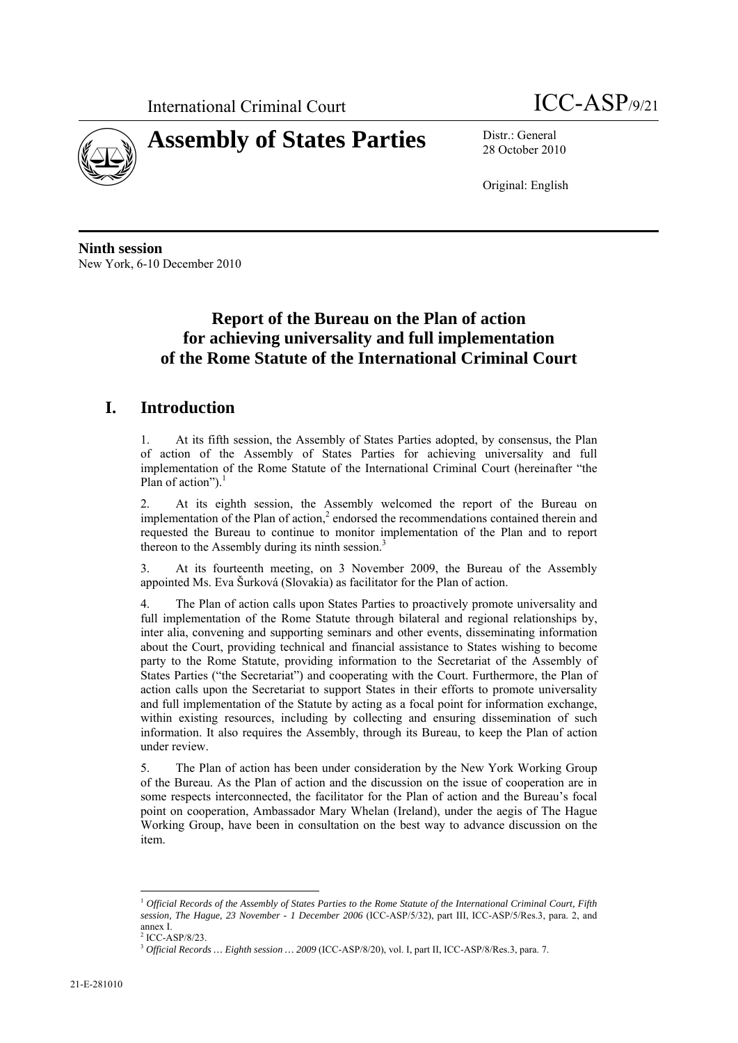International Criminal Court ICC-ASP/9/21

# Assembly of States Parties

Distr.: General
28 October 2010

Original: English

**Ninth session**
New York, 6-10 December 2010

## Report of the Bureau on the Plan of action for achieving universality and full implementation of the Rome Statute of the International Criminal Court

## I. Introduction

1. At its fifth session, the Assembly of States Parties adopted, by consensus, the Plan of action of the Assembly of States Parties for achieving universality and full implementation of the Rome Statute of the International Criminal Court (hereinafter "the Plan of action").[1]

2. At its eighth session, the Assembly welcomed the report of the Bureau on implementation of the Plan of action,[2] endorsed the recommendations contained therein and requested the Bureau to continue to monitor implementation of the Plan and to report thereon to the Assembly during its ninth session.[3]

3. At its fourteenth meeting, on 3 November 2009, the Bureau of the Assembly appointed Ms. Eva Šurková (Slovakia) as facilitator for the Plan of action.

4. The Plan of action calls upon States Parties to proactively promote universality and full implementation of the Rome Statute through bilateral and regional relationships by, inter alia, convening and supporting seminars and other events, disseminating information about the Court, providing technical and financial assistance to States wishing to become party to the Rome Statute, providing information to the Secretariat of the Assembly of States Parties ("the Secretariat") and cooperating with the Court. Furthermore, the Plan of action calls upon the Secretariat to support States in their efforts to promote universality and full implementation of the Statute by acting as a focal point for information exchange, within existing resources, including by collecting and ensuring dissemination of such information. It also requires the Assembly, through its Bureau, to keep the Plan of action under review.

5. The Plan of action has been under consideration by the New York Working Group of the Bureau. As the Plan of action and the discussion on the issue of cooperation are in some respects interconnected, the facilitator for the Plan of action and the Bureau's focal point on cooperation, Ambassador Mary Whelan (Ireland), under the aegis of The Hague Working Group, have been in consultation on the best way to advance discussion on the item.

---

[1] *Official Records of the Assembly of States Parties to the Rome Statute of the International Criminal Court, Fifth session, The Hague, 23 November - 1 December 2006* (ICC-ASP/5/32), part III, ICC-ASP/5/Res.3, para. 2, and annex I.

[2] ICC-ASP/8/23.

[3] *Official Records … Eighth session … 2009* (ICC-ASP/8/20), vol. I, part II, ICC-ASP/8/Res.3, para. 7.

21-E-281010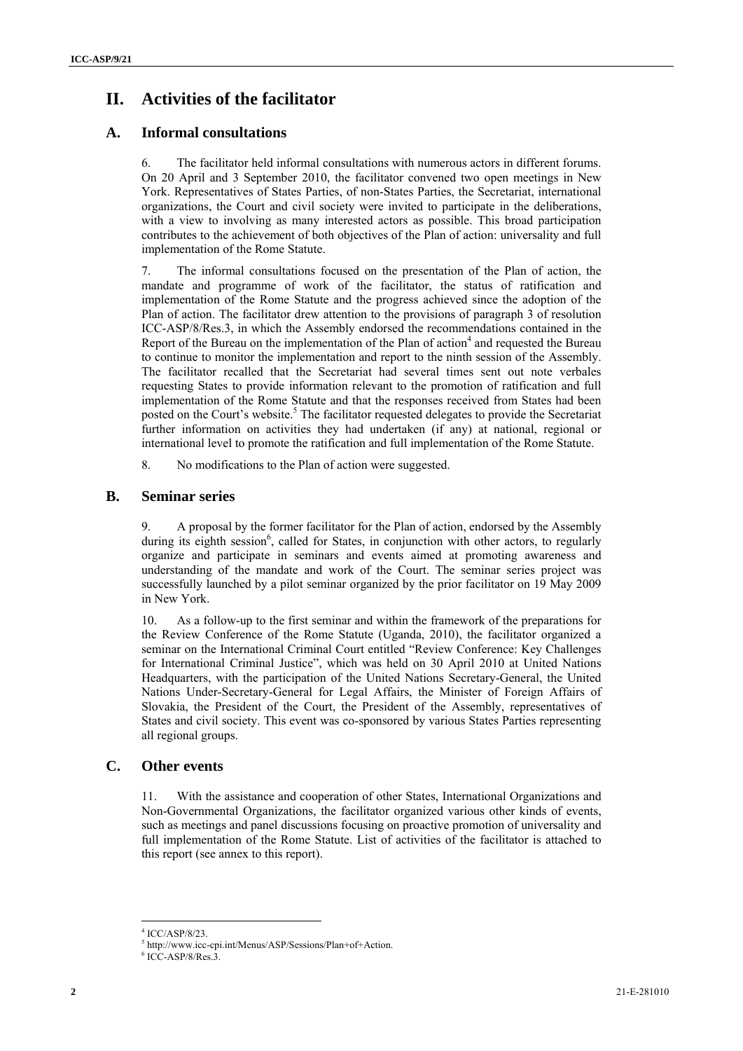# II. Activities of the facilitator

## A. Informal consultations

6. The facilitator held informal consultations with numerous actors in different forums. On 20 April and 3 September 2010, the facilitator convened two open meetings in New York. Representatives of States Parties, of non-States Parties, the Secretariat, international organizations, the Court and civil society were invited to participate in the deliberations, with a view to involving as many interested actors as possible. This broad participation contributes to the achievement of both objectives of the Plan of action: universality and full implementation of the Rome Statute.

7. The informal consultations focused on the presentation of the Plan of action, the mandate and programme of work of the facilitator, the status of ratification and implementation of the Rome Statute and the progress achieved since the adoption of the Plan of action. The facilitator drew attention to the provisions of paragraph 3 of resolution ICC-ASP/8/Res.3, in which the Assembly endorsed the recommendations contained in the Report of the Bureau on the implementation of the Plan of action[4] and requested the Bureau to continue to monitor the implementation and report to the ninth session of the Assembly. The facilitator recalled that the Secretariat had several times sent out note verbales requesting States to provide information relevant to the promotion of ratification and full implementation of the Rome Statute and that the responses received from States had been posted on the Court's website.[5] The facilitator requested delegates to provide the Secretariat further information on activities they had undertaken (if any) at national, regional or international level to promote the ratification and full implementation of the Rome Statute.

8. No modifications to the Plan of action were suggested.

## B. Seminar series

9. A proposal by the former facilitator for the Plan of action, endorsed by the Assembly during its eighth session[6], called for States, in conjunction with other actors, to regularly organize and participate in seminars and events aimed at promoting awareness and understanding of the mandate and work of the Court. The seminar series project was successfully launched by a pilot seminar organized by the prior facilitator on 19 May 2009 in New York.

10. As a follow-up to the first seminar and within the framework of the preparations for the Review Conference of the Rome Statute (Uganda, 2010), the facilitator organized a seminar on the International Criminal Court entitled "Review Conference: Key Challenges for International Criminal Justice", which was held on 30 April 2010 at United Nations Headquarters, with the participation of the United Nations Secretary-General, the United Nations Under-Secretary-General for Legal Affairs, the Minister of Foreign Affairs of Slovakia, the President of the Court, the President of the Assembly, representatives of States and civil society. This event was co-sponsored by various States Parties representing all regional groups.

## C. Other events

11. With the assistance and cooperation of other States, International Organizations and Non-Governmental Organizations, the facilitator organized various other kinds of events, such as meetings and panel discussions focusing on proactive promotion of universality and full implementation of the Rome Statute. List of activities of the facilitator is attached to this report (see annex to this report).

---

[4] ICC/ASP/8/23.

[5] http://www.icc-cpi.int/Menus/ASP/Sessions/Plan+of+Action.

[6] ICC-ASP/8/Res.3.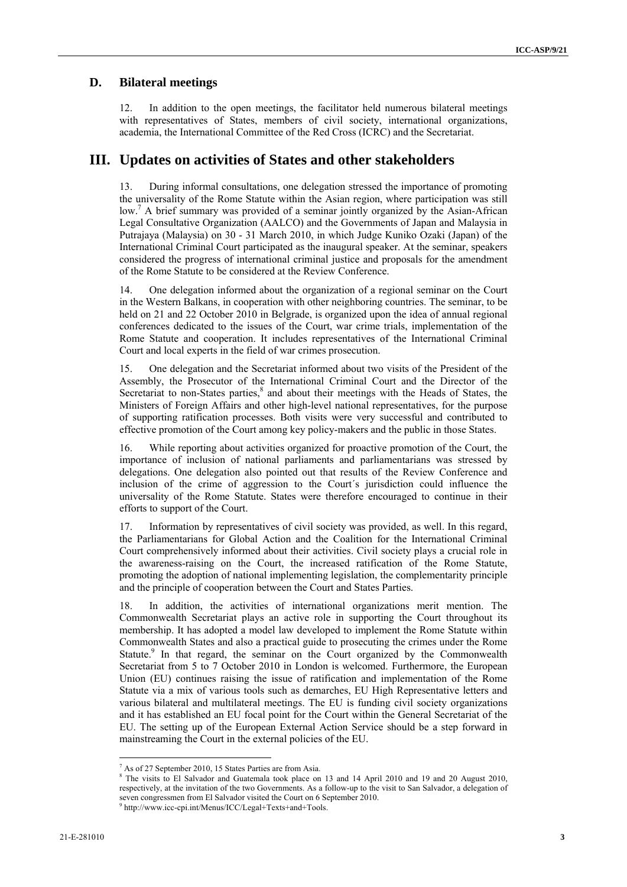## D. Bilateral meetings

12. In addition to the open meetings, the facilitator held numerous bilateral meetings with representatives of States, members of civil society, international organizations, academia, the International Committee of the Red Cross (ICRC) and the Secretariat.

# III. Updates on activities of States and other stakeholders

13. During informal consultations, one delegation stressed the importance of promoting the universality of the Rome Statute within the Asian region, where participation was still low.[7] A brief summary was provided of a seminar jointly organized by the Asian-African Legal Consultative Organization (AALCO) and the Governments of Japan and Malaysia in Putrajaya (Malaysia) on 30 - 31 March 2010, in which Judge Kuniko Ozaki (Japan) of the International Criminal Court participated as the inaugural speaker. At the seminar, speakers considered the progress of international criminal justice and proposals for the amendment of the Rome Statute to be considered at the Review Conference.

14. One delegation informed about the organization of a regional seminar on the Court in the Western Balkans, in cooperation with other neighboring countries. The seminar, to be held on 21 and 22 October 2010 in Belgrade, is organized upon the idea of annual regional conferences dedicated to the issues of the Court, war crime trials, implementation of the Rome Statute and cooperation. It includes representatives of the International Criminal Court and local experts in the field of war crimes prosecution.

15. One delegation and the Secretariat informed about two visits of the President of the Assembly, the Prosecutor of the International Criminal Court and the Director of the Secretariat to non-States parties,[8] and about their meetings with the Heads of States, the Ministers of Foreign Affairs and other high-level national representatives, for the purpose of supporting ratification processes. Both visits were very successful and contributed to effective promotion of the Court among key policy-makers and the public in those States.

16. While reporting about activities organized for proactive promotion of the Court, the importance of inclusion of national parliaments and parliamentarians was stressed by delegations. One delegation also pointed out that results of the Review Conference and inclusion of the crime of aggression to the Court´s jurisdiction could influence the universality of the Rome Statute. States were therefore encouraged to continue in their efforts to support of the Court.

17. Information by representatives of civil society was provided, as well. In this regard, the Parliamentarians for Global Action and the Coalition for the International Criminal Court comprehensively informed about their activities. Civil society plays a crucial role in the awareness-raising on the Court, the increased ratification of the Rome Statute, promoting the adoption of national implementing legislation, the complementarity principle and the principle of cooperation between the Court and States Parties.

18. In addition, the activities of international organizations merit mention. The Commonwealth Secretariat plays an active role in supporting the Court throughout its membership. It has adopted a model law developed to implement the Rome Statute within Commonwealth States and also a practical guide to prosecuting the crimes under the Rome Statute.[9] In that regard, the seminar on the Court organized by the Commonwealth Secretariat from 5 to 7 October 2010 in London is welcomed. Furthermore, the European Union (EU) continues raising the issue of ratification and implementation of the Rome Statute via a mix of various tools such as demarches, EU High Representative letters and various bilateral and multilateral meetings. The EU is funding civil society organizations and it has established an EU focal point for the Court within the General Secretariat of the EU. The setting up of the European External Action Service should be a step forward in mainstreaming the Court in the external policies of the EU.

---

[7] As of 27 September 2010, 15 States Parties are from Asia.

[8] The visits to El Salvador and Guatemala took place on 13 and 14 April 2010 and 19 and 20 August 2010, respectively, at the invitation of the two Governments. As a follow-up to the visit to San Salvador, a delegation of seven congressmen from El Salvador visited the Court on 6 September 2010.

[9] http://www.icc-cpi.int/Menus/ICC/Legal+Texts+and+Tools.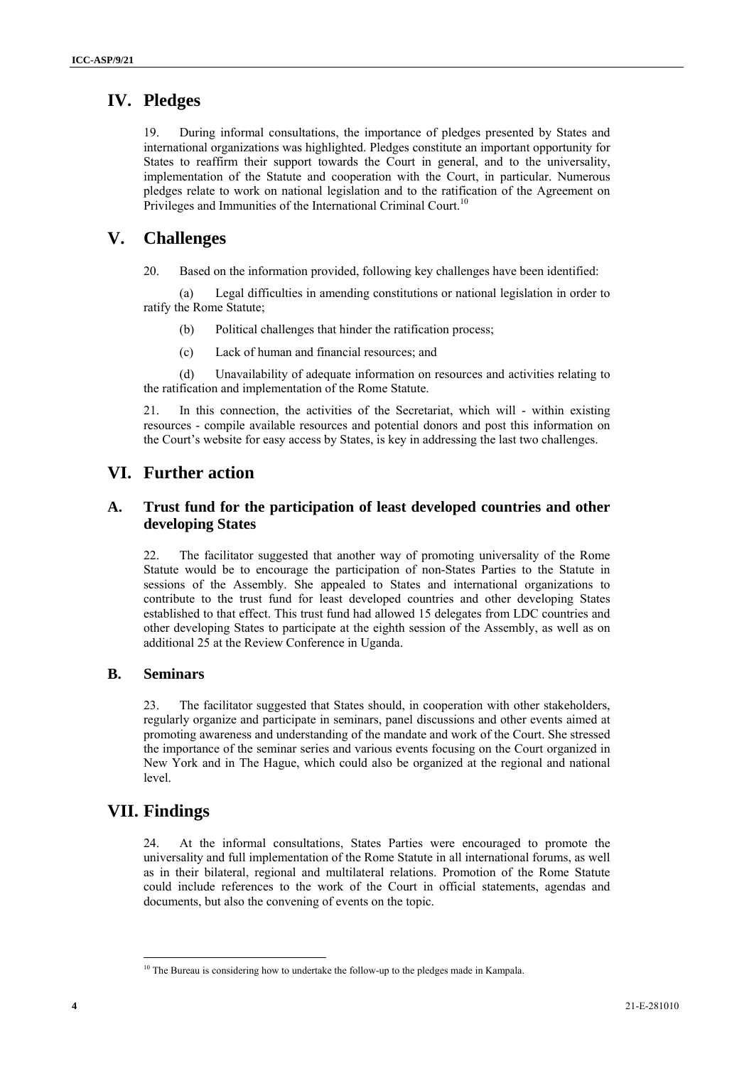# IV. Pledges

19. During informal consultations, the importance of pledges presented by States and international organizations was highlighted. Pledges constitute an important opportunity for States to reaffirm their support towards the Court in general, and to the universality, implementation of the Statute and cooperation with the Court, in particular. Numerous pledges relate to work on national legislation and to the ratification of the Agreement on Privileges and Immunities of the International Criminal Court.[10]

# V. Challenges

20. Based on the information provided, following key challenges have been identified:

(a) Legal difficulties in amending constitutions or national legislation in order to ratify the Rome Statute;

(b) Political challenges that hinder the ratification process;

(c) Lack of human and financial resources; and

(d) Unavailability of adequate information on resources and activities relating to the ratification and implementation of the Rome Statute.

21. In this connection, the activities of the Secretariat, which will - within existing resources - compile available resources and potential donors and post this information on the Court's website for easy access by States, is key in addressing the last two challenges.

# VI. Further action

## A. Trust fund for the participation of least developed countries and other developing States

22. The facilitator suggested that another way of promoting universality of the Rome Statute would be to encourage the participation of non-States Parties to the Statute in sessions of the Assembly. She appealed to States and international organizations to contribute to the trust fund for least developed countries and other developing States established to that effect. This trust fund had allowed 15 delegates from LDC countries and other developing States to participate at the eighth session of the Assembly, as well as on additional 25 at the Review Conference in Uganda.

## B. Seminars

23. The facilitator suggested that States should, in cooperation with other stakeholders, regularly organize and participate in seminars, panel discussions and other events aimed at promoting awareness and understanding of the mandate and work of the Court. She stressed the importance of the seminar series and various events focusing on the Court organized in New York and in The Hague, which could also be organized at the regional and national level.

# VII. Findings

24. At the informal consultations, States Parties were encouraged to promote the universality and full implementation of the Rome Statute in all international forums, as well as in their bilateral, regional and multilateral relations. Promotion of the Rome Statute could include references to the work of the Court in official statements, agendas and documents, but also the convening of events on the topic.

[10] The Bureau is considering how to undertake the follow-up to the pledges made in Kampala.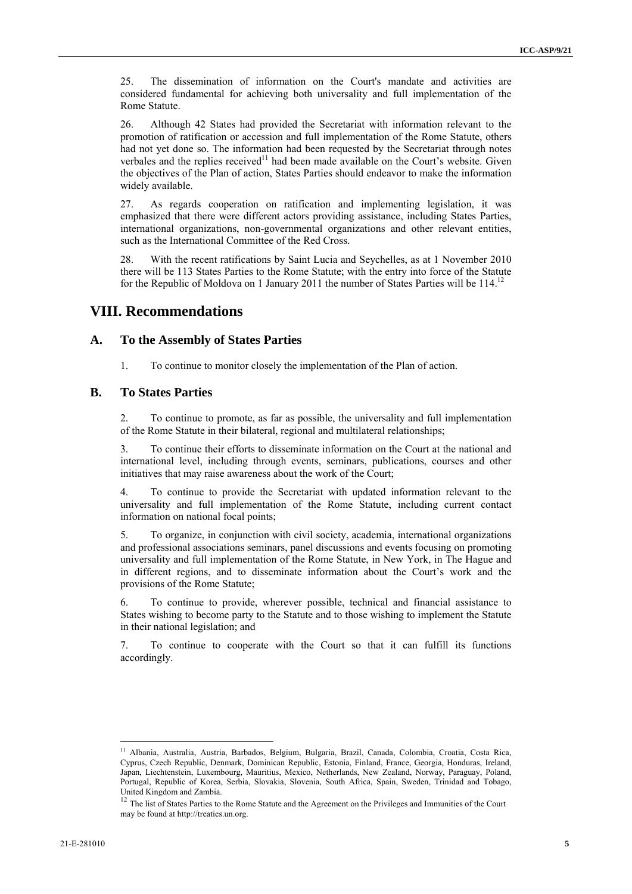25. The dissemination of information on the Court's mandate and activities are considered fundamental for achieving both universality and full implementation of the Rome Statute.

26. Although 42 States had provided the Secretariat with information relevant to the promotion of ratification or accession and full implementation of the Rome Statute, others had not yet done so. The information had been requested by the Secretariat through notes verbales and the replies received[11] had been made available on the Court's website. Given the objectives of the Plan of action, States Parties should endeavor to make the information widely available.

27. As regards cooperation on ratification and implementing legislation, it was emphasized that there were different actors providing assistance, including States Parties, international organizations, non-governmental organizations and other relevant entities, such as the International Committee of the Red Cross.

28. With the recent ratifications by Saint Lucia and Seychelles, as at 1 November 2010 there will be 113 States Parties to the Rome Statute; with the entry into force of the Statute for the Republic of Moldova on 1 January 2011 the number of States Parties will be 114.[12]

# VIII. Recommendations

## A. To the Assembly of States Parties

1. To continue to monitor closely the implementation of the Plan of action.

## B. To States Parties

2. To continue to promote, as far as possible, the universality and full implementation of the Rome Statute in their bilateral, regional and multilateral relationships;

3. To continue their efforts to disseminate information on the Court at the national and international level, including through events, seminars, publications, courses and other initiatives that may raise awareness about the work of the Court;

4. To continue to provide the Secretariat with updated information relevant to the universality and full implementation of the Rome Statute, including current contact information on national focal points;

5. To organize, in conjunction with civil society, academia, international organizations and professional associations seminars, panel discussions and events focusing on promoting universality and full implementation of the Rome Statute, in New York, in The Hague and in different regions, and to disseminate information about the Court's work and the provisions of the Rome Statute;

6. To continue to provide, wherever possible, technical and financial assistance to States wishing to become party to the Statute and to those wishing to implement the Statute in their national legislation; and

7. To continue to cooperate with the Court so that it can fulfill its functions accordingly.

---

[11] Albania, Australia, Austria, Barbados, Belgium, Bulgaria, Brazil, Canada, Colombia, Croatia, Costa Rica, Cyprus, Czech Republic, Denmark, Dominican Republic, Estonia, Finland, France, Georgia, Honduras, Ireland, Japan, Liechtenstein, Luxembourg, Mauritius, Mexico, Netherlands, New Zealand, Norway, Paraguay, Poland, Portugal, Republic of Korea, Serbia, Slovakia, Slovenia, South Africa, Spain, Sweden, Trinidad and Tobago, United Kingdom and Zambia.

[12] The list of States Parties to the Rome Statute and the Agreement on the Privileges and Immunities of the Court may be found at http://treaties.un.org.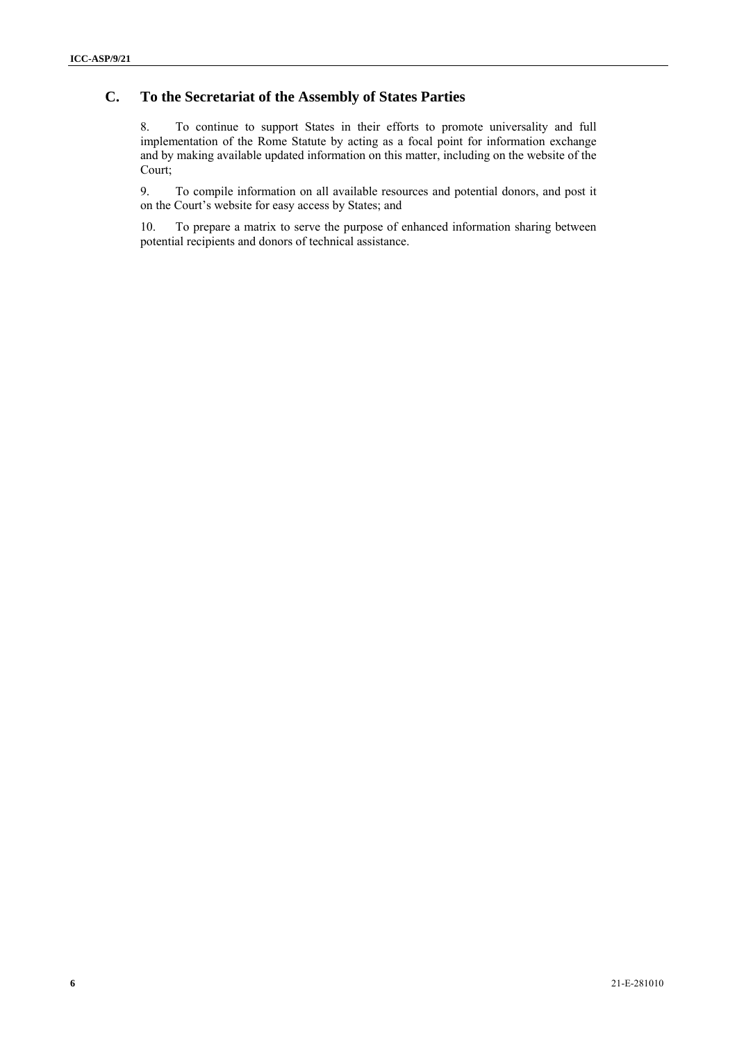## C. To the Secretariat of the Assembly of States Parties

8. To continue to support States in their efforts to promote universality and full implementation of the Rome Statute by acting as a focal point for information exchange and by making available updated information on this matter, including on the website of the Court;

9. To compile information on all available resources and potential donors, and post it on the Court's website for easy access by States; and

10. To prepare a matrix to serve the purpose of enhanced information sharing between potential recipients and donors of technical assistance.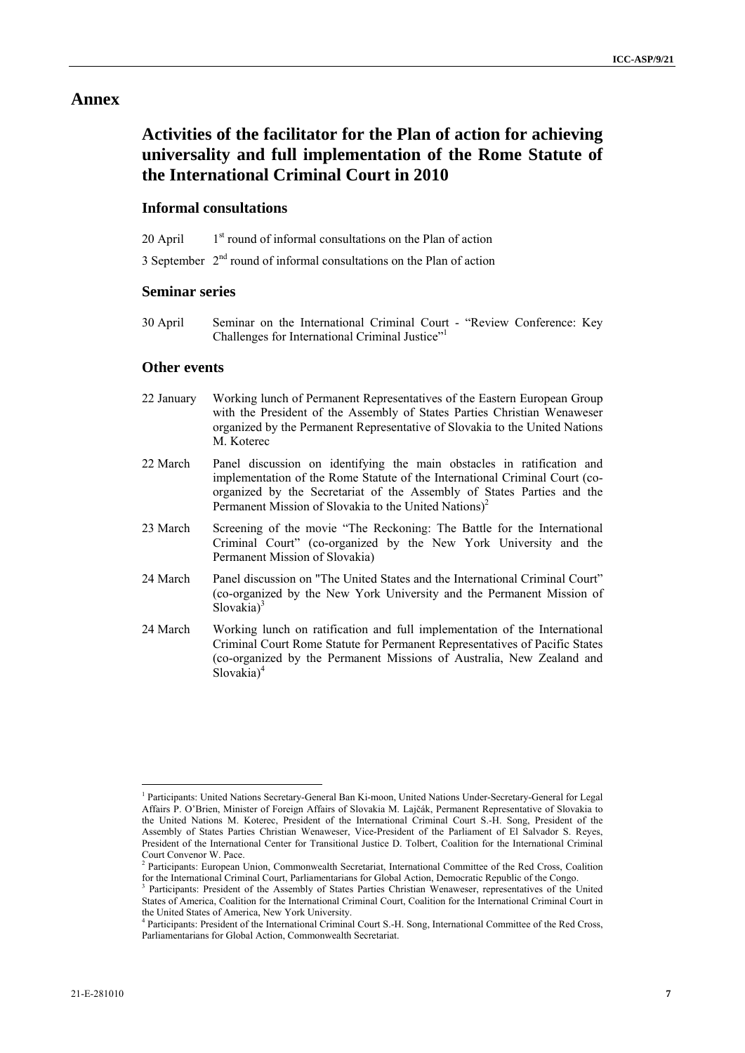# Annex

## Activities of the facilitator for the Plan of action for achieving universality and full implementation of the Rome Statute of the International Criminal Court in 2010

### Informal consultations

20 April 1st round of informal consultations on the Plan of action

3 September 2nd round of informal consultations on the Plan of action

### Seminar series

30 April Seminar on the International Criminal Court - "Review Conference: Key Challenges for International Criminal Justice"[1]

### Other events

22 January Working lunch of Permanent Representatives of the Eastern European Group with the President of the Assembly of States Parties Christian Wenaweser organized by the Permanent Representative of Slovakia to the United Nations M. Koterec

22 March Panel discussion on identifying the main obstacles in ratification and implementation of the Rome Statute of the International Criminal Court (co-organized by the Secretariat of the Assembly of States Parties and the Permanent Mission of Slovakia to the United Nations)[2]

23 March Screening of the movie "The Reckoning: The Battle for the International Criminal Court" (co-organized by the New York University and the Permanent Mission of Slovakia)

24 March Panel discussion on "The United States and the International Criminal Court" (co-organized by the New York University and the Permanent Mission of Slovakia)[3]

24 March Working lunch on ratification and full implementation of the International Criminal Court Rome Statute for Permanent Representatives of Pacific States (co-organized by the Permanent Missions of Australia, New Zealand and Slovakia)[4]

---

[1] Participants: United Nations Secretary-General Ban Ki-moon, United Nations Under-Secretary-General for Legal Affairs P. O'Brien, Minister of Foreign Affairs of Slovakia M. Lajčák, Permanent Representative of Slovakia to the United Nations M. Koterec, President of the International Criminal Court S.-H. Song, President of the Assembly of States Parties Christian Wenaweser, Vice-President of the Parliament of El Salvador S. Reyes, President of the International Center for Transitional Justice D. Tolbert, Coalition for the International Criminal Court Convenor W. Pace.

[2] Participants: European Union, Commonwealth Secretariat, International Committee of the Red Cross, Coalition for the International Criminal Court, Parliamentarians for Global Action, Democratic Republic of the Congo.

[3] Participants: President of the Assembly of States Parties Christian Wenaweser, representatives of the United States of America, Coalition for the International Criminal Court, Coalition for the International Criminal Court in the United States of America, New York University.

[4] Participants: President of the International Criminal Court S.-H. Song, International Committee of the Red Cross, Parliamentarians for Global Action, Commonwealth Secretariat.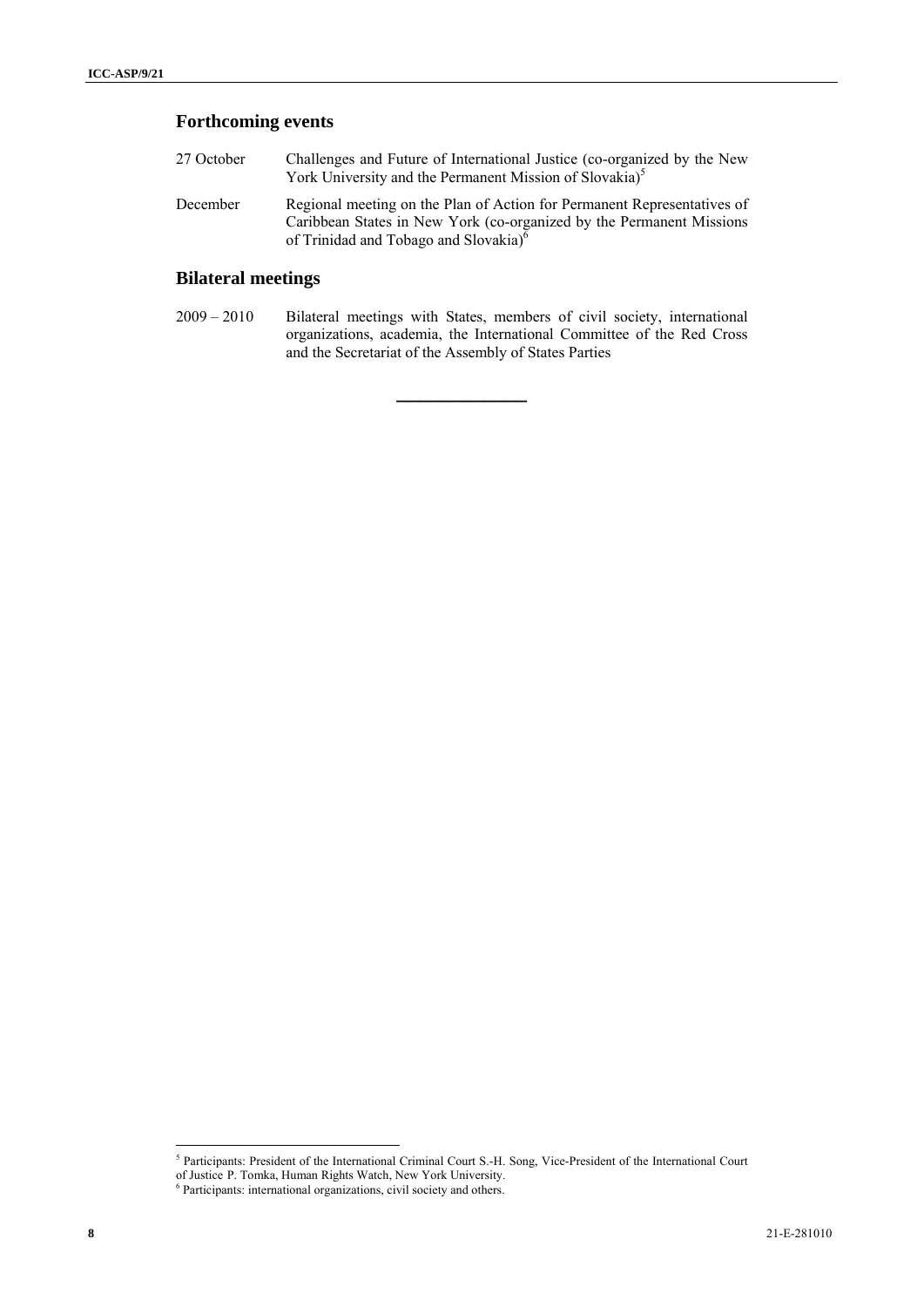## Forthcoming events

| | |
|---|---|
| 27 October | Challenges and Future of International Justice (co-organized by the New York University and the Permanent Mission of Slovakia)[5] |
| December | Regional meeting on the Plan of Action for Permanent Representatives of Caribbean States in New York (co-organized by the Permanent Missions of Trinidad and Tobago and Slovakia)[6] |

## Bilateral meetings

| | |
|---|---|
| 2009 – 2010 | Bilateral meetings with States, members of civil society, international organizations, academia, the International Committee of the Red Cross and the Secretariat of the Assembly of States Parties |

---

[5] Participants: President of the International Criminal Court S.-H. Song, Vice-President of the International Court of Justice P. Tomka, Human Rights Watch, New York University.

[6] Participants: international organizations, civil society and others.